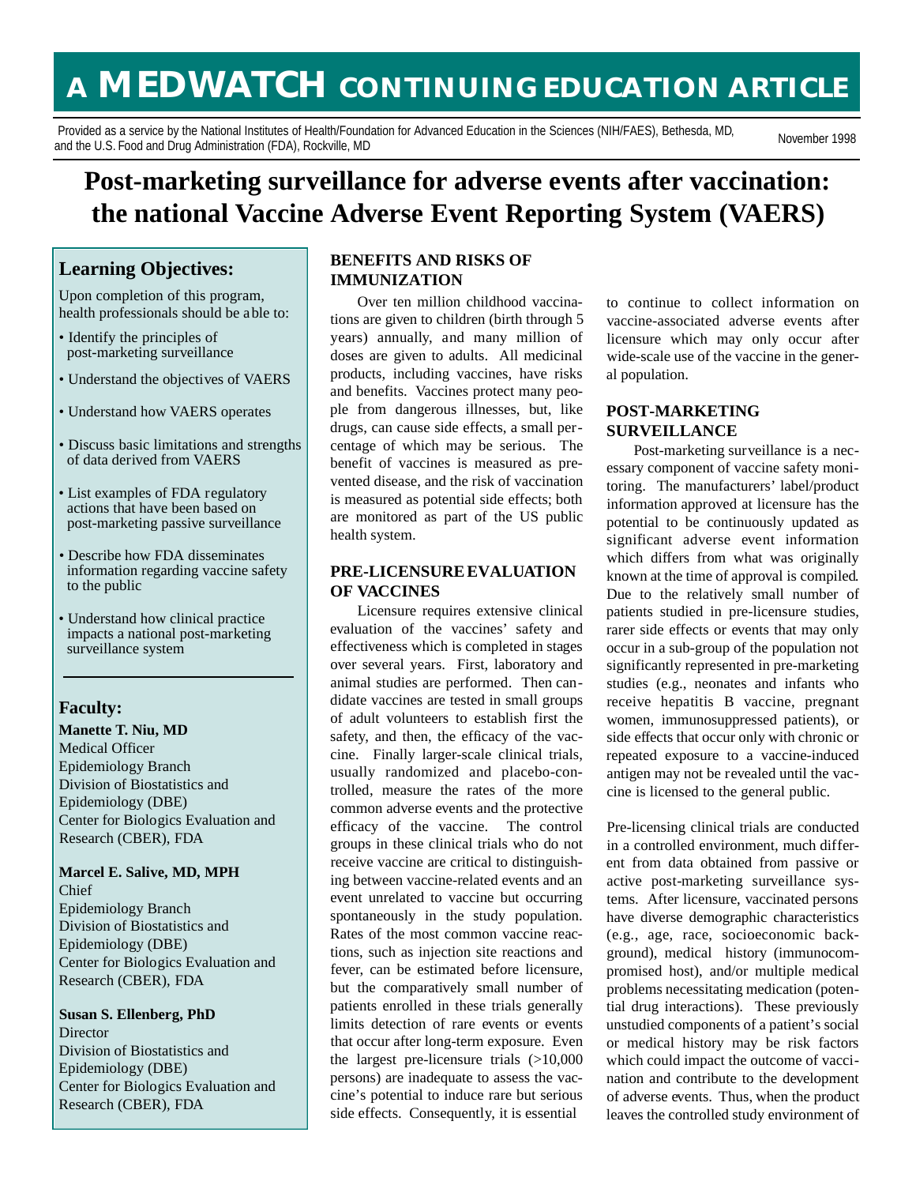# A MEDWATCH CONTINUING EDUCATION ARTICLE

Provided as a service by the National Institutes of Health/Foundation for Advanced Education in the Sciences (NIH/FAES), Bethesda, MD, and the U.S. Food and Drug Administration (FDA), Rockville, MD

November 1998

# Post-marketing surveillance for adverse events after vaccination: the national Vaccine Adverse Event Reporting System (VAERS)

## Learning Objectives:

Upon completion of this program, health professionals should be able to:

- Identify the principles of post-marketing surveillance
- Understand the objectives of VAERS
- Understand how VAERS operates
- Discuss basic limitations and strengths of data derived from VAERS
- List examples of FDA regulatory actions that have been based on post-marketing passive surveillance
- Describe how FDA disseminates information regarding vaccine safety to the public
- Understand how clinical practice impacts a national post-marketing surveillance system

## Faculty:

**Manette T. Niu, MD**
Medical Officer
Epidemiology Branch
Division of Biostatistics and Epidemiology (DBE)
Center for Biologics Evaluation and Research (CBER), FDA

**Marcel E. Salive, MD, MPH**
Chief
Epidemiology Branch
Division of Biostatistics and Epidemiology (DBE)
Center for Biologics Evaluation and Research (CBER), FDA

**Susan S. Ellenberg, PhD**
Director
Division of Biostatistics and Epidemiology (DBE)
Center for Biologics Evaluation and Research (CBER), FDA

## BENEFITS AND RISKS OF IMMUNIZATION

Over ten million childhood vaccinations are given to children (birth through 5 years) annually, and many million of doses are given to adults. All medicinal products, including vaccines, have risks and benefits. Vaccines protect many people from dangerous illnesses, but, like drugs, can cause side effects, a small percentage of which may be serious. The benefit of vaccines is measured as prevented disease, and the risk of vaccination is measured as potential side effects; both are monitored as part of the US public health system.

## PRE-LICENSURE EVALUATION OF VACCINES

Licensure requires extensive clinical evaluation of the vaccines' safety and effectiveness which is completed in stages over several years. First, laboratory and animal studies are performed. Then candidate vaccines are tested in small groups of adult volunteers to establish first the safety, and then, the efficacy of the vaccine. Finally larger-scale clinical trials, usually randomized and placebo-controlled, measure the rates of the more common adverse events and the protective efficacy of the vaccine. The control groups in these clinical trials who do not receive vaccine are critical to distinguishing between vaccine-related events and an event unrelated to vaccine but occurring spontaneously in the study population. Rates of the most common vaccine reactions, such as injection site reactions and fever, can be estimated before licensure, but the comparatively small number of patients enrolled in these trials generally limits detection of rare events or events that occur after long-term exposure. Even the largest pre-licensure trials (>10,000 persons) are inadequate to assess the vaccine's potential to induce rare but serious side effects. Consequently, it is essential to continue to collect information on vaccine-associated adverse events after licensure which may only occur after wide-scale use of the vaccine in the general population.

## POST-MARKETING SURVEILLANCE

Post-marketing surveillance is a necessary component of vaccine safety monitoring. The manufacturers' label/product information approved at licensure has the potential to be continuously updated as significant adverse event information which differs from what was originally known at the time of approval is compiled. Due to the relatively small number of patients studied in pre-licensure studies, rarer side effects or events that may only occur in a sub-group of the population not significantly represented in pre-marketing studies (e.g., neonates and infants who receive hepatitis B vaccine, pregnant women, immunosuppressed patients), or side effects that occur only with chronic or repeated exposure to a vaccine-induced antigen may not be revealed until the vaccine is licensed to the general public.

Pre-licensing clinical trials are conducted in a controlled environment, much different from data obtained from passive or active post-marketing surveillance systems. After licensure, vaccinated persons have diverse demographic characteristics (e.g., age, race, socioeconomic background), medical history (immunocompromised host), and/or multiple medical problems necessitating medication (potential drug interactions). These previously unstudied components of a patient's social or medical history may be risk factors which could impact the outcome of vaccination and contribute to the development of adverse events. Thus, when the product leaves the controlled study environment of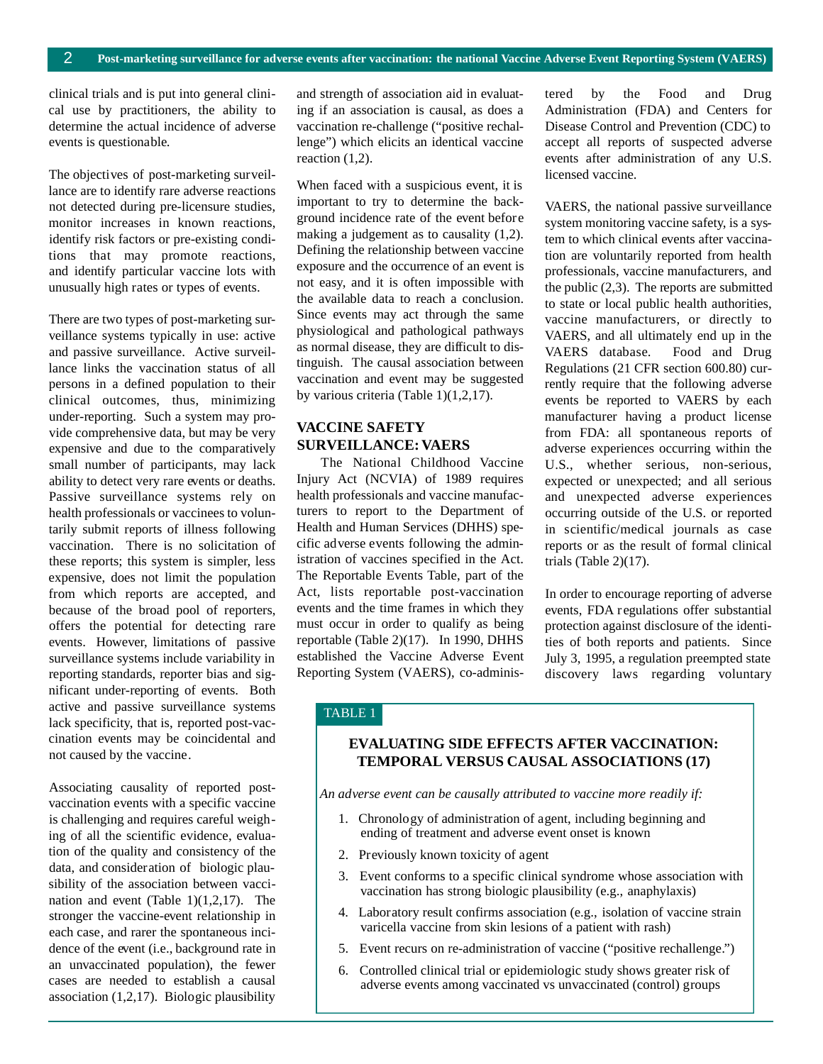clinical trials and is put into general clinical use by practitioners, the ability to determine the actual incidence of adverse events is questionable.

The objectives of post-marketing surveillance are to identify rare adverse reactions not detected during pre-licensure studies, monitor increases in known reactions, identify risk factors or pre-existing conditions that may promote reactions, and identify particular vaccine lots with unusually high rates or types of events.

There are two types of post-marketing surveillance systems typically in use: active and passive surveillance. Active surveillance links the vaccination status of all persons in a defined population to their clinical outcomes, thus, minimizing under-reporting. Such a system may provide comprehensive data, but may be very expensive and due to the comparatively small number of participants, may lack ability to detect very rare events or deaths. Passive surveillance systems rely on health professionals or vaccinees to voluntarily submit reports of illness following vaccination. There is no solicitation of these reports; this system is simpler, less expensive, does not limit the population from which reports are accepted, and because of the broad pool of reporters, offers the potential for detecting rare events. However, limitations of passive surveillance systems include variability in reporting standards, reporter bias and significant under-reporting of events. Both active and passive surveillance systems lack specificity, that is, reported post-vaccination events may be coincidental and not caused by the vaccine.

Associating causality of reported post-vaccination events with a specific vaccine is challenging and requires careful weighing of all the scientific evidence, evaluation of the quality and consistency of the data, and consideration of biologic plausibility of the association between vaccination and event (Table 1)(1,2,17). The stronger the vaccine-event relationship in each case, and rarer the spontaneous incidence of the event (i.e., background rate in an unvaccinated population), the fewer cases are needed to establish a causal association (1,2,17). Biologic plausibility and strength of association aid in evaluating if an association is causal, as does a vaccination re-challenge ("positive rechallenge") which elicits an identical vaccine reaction (1,2).

When faced with a suspicious event, it is important to try to determine the background incidence rate of the event before making a judgement as to causality (1,2). Defining the relationship between vaccine exposure and the occurrence of an event is not easy, and it is often impossible with the available data to reach a conclusion. Since events may act through the same physiological and pathological pathways as normal disease, they are difficult to distinguish. The causal association between vaccination and event may be suggested by various criteria (Table 1)(1,2,17).

## VACCINE SAFETY SURVEILLANCE: VAERS

The National Childhood Vaccine Injury Act (NCVIA) of 1989 requires health professionals and vaccine manufacturers to report to the Department of Health and Human Services (DHHS) specific adverse events following the administration of vaccines specified in the Act. The Reportable Events Table, part of the Act, lists reportable post-vaccination events and the time frames in which they must occur in order to qualify as being reportable (Table 2)(17). In 1990, DHHS established the Vaccine Adverse Event Reporting System (VAERS), co-administered by the Food and Drug Administration (FDA) and Centers for Disease Control and Prevention (CDC) to accept all reports of suspected adverse events after administration of any U.S. licensed vaccine.

VAERS, the national passive surveillance system monitoring vaccine safety, is a system to which clinical events after vaccination are voluntarily reported from health professionals, vaccine manufacturers, and the public (2,3). The reports are submitted to state or local public health authorities, vaccine manufacturers, or directly to VAERS, and all ultimately end up in the VAERS database. Food and Drug Regulations (21 CFR section 600.80) currently require that the following adverse events be reported to VAERS by each manufacturer having a product license from FDA: all spontaneous reports of adverse experiences occurring within the U.S., whether serious, non-serious, expected or unexpected; and all serious and unexpected adverse experiences occurring outside of the U.S. or reported in scientific/medical journals as case reports or as the result of formal clinical trials (Table 2)(17).

In order to encourage reporting of adverse events, FDA regulations offer substantial protection against disclosure of the identities of both reports and patients. Since July 3, 1995, a regulation preempted state discovery laws regarding voluntary

TABLE 1

**EVALUATING SIDE EFFECTS AFTER VACCINATION: TEMPORAL VERSUS CAUSAL ASSOCIATIONS (17)**

*An adverse event can be causally attributed to vaccine more readily if:*

1. Chronology of administration of agent, including beginning and ending of treatment and adverse event onset is known
2. Previously known toxicity of agent
3. Event conforms to a specific clinical syndrome whose association with vaccination has strong biologic plausibility (e.g., anaphylaxis)
4. Laboratory result confirms association (e.g., isolation of vaccine strain varicella vaccine from skin lesions of a patient with rash)
5. Event recurs on re-administration of vaccine ("positive rechallenge.")
6. Controlled clinical trial or epidemiologic study shows greater risk of adverse events among vaccinated vs unvaccinated (control) groups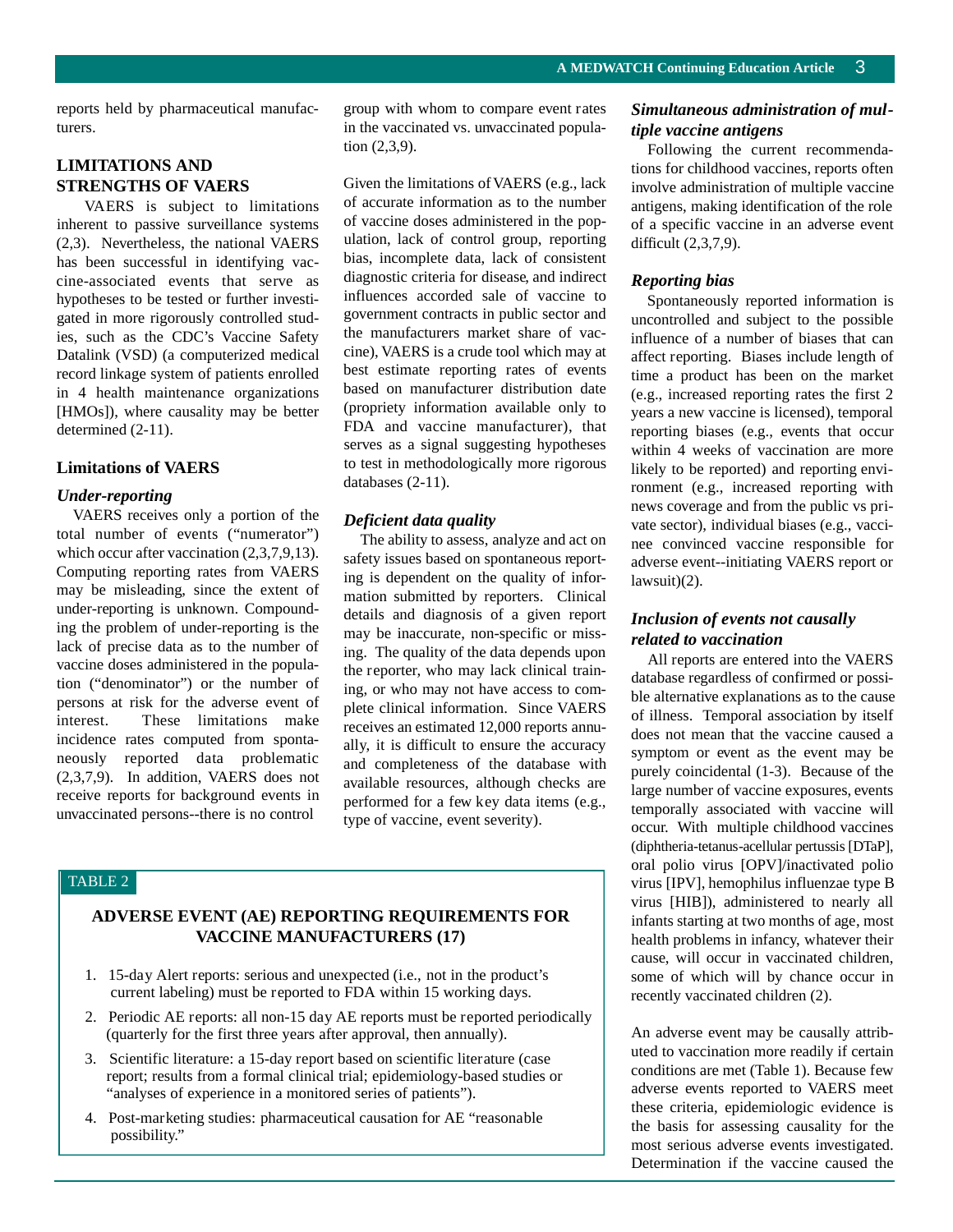reports held by pharmaceutical manufacturers.

## LIMITATIONS AND STRENGTHS OF VAERS

VAERS is subject to limitations inherent to passive surveillance systems (2,3). Nevertheless, the national VAERS has been successful in identifying vaccine-associated events that serve as hypotheses to be tested or further investigated in more rigorously controlled studies, such as the CDC's Vaccine Safety Datalink (VSD) (a computerized medical record linkage system of patients enrolled in 4 health maintenance organizations [HMOs]), where causality may be better determined (2-11).

### Limitations of VAERS

#### *Under-reporting*

VAERS receives only a portion of the total number of events ("numerator") which occur after vaccination (2,3,7,9,13). Computing reporting rates from VAERS may be misleading, since the extent of under-reporting is unknown. Compounding the problem of under-reporting is the lack of precise data as to the number of vaccine doses administered in the population ("denominator") or the number of persons at risk for the adverse event of interest. These limitations make incidence rates computed from spontaneously reported data problematic (2,3,7,9). In addition, VAERS does not receive reports for background events in unvaccinated persons--there is no control group with whom to compare event rates in the vaccinated vs. unvaccinated population (2,3,9).

Given the limitations of VAERS (e.g., lack of accurate information as to the number of vaccine doses administered in the population, lack of control group, reporting bias, incomplete data, lack of consistent diagnostic criteria for disease, and indirect influences accorded sale of vaccine to government contracts in public sector and the manufacturers market share of vaccine), VAERS is a crude tool which may at best estimate reporting rates of events based on manufacturer distribution date (propriety information available only to FDA and vaccine manufacturer), that serves as a signal suggesting hypotheses to test in methodologically more rigorous databases (2-11).

#### *Deficient data quality*

The ability to assess, analyze and act on safety issues based on spontaneous reporting is dependent on the quality of information submitted by reporters. Clinical details and diagnosis of a given report may be inaccurate, non-specific or missing. The quality of the data depends upon the reporter, who may lack clinical training, or who may not have access to complete clinical information. Since VAERS receives an estimated 12,000 reports annually, it is difficult to ensure the accuracy and completeness of the database with available resources, although checks are performed for a few key data items (e.g., type of vaccine, event severity).

#### *Simultaneous administration of multiple vaccine antigens*

Following the current recommendations for childhood vaccines, reports often involve administration of multiple vaccine antigens, making identification of the role of a specific vaccine in an adverse event difficult (2,3,7,9).

#### *Reporting bias*

Spontaneously reported information is uncontrolled and subject to the possible influence of a number of biases that can affect reporting. Biases include length of time a product has been on the market (e.g., increased reporting rates the first 2 years a new vaccine is licensed), temporal reporting biases (e.g., events that occur within 4 weeks of vaccination are more likely to be reported) and reporting environment (e.g., increased reporting with news coverage and from the public vs private sector), individual biases (e.g., vaccinee convinced vaccine responsible for adverse event--initiating VAERS report or lawsuit)(2).

#### *Inclusion of events not causally related to vaccination*

All reports are entered into the VAERS database regardless of confirmed or possible alternative explanations as to the cause of illness. Temporal association by itself does not mean that the vaccine caused a symptom or event as the event may be purely coincidental (1-3). Because of the large number of vaccine exposures, events temporally associated with vaccine will occur. With multiple childhood vaccines (diphtheria-tetanus-acellular pertussis [DTaP], oral polio virus [OPV]/inactivated polio virus [IPV], hemophilus influenzae type B virus [HIB]), administered to nearly all infants starting at two months of age, most health problems in infancy, whatever their cause, will occur in vaccinated children, some of which will by chance occur in recently vaccinated children (2).

An adverse event may be causally attributed to vaccination more readily if certain conditions are met (Table 1). Because few adverse events reported to VAERS meet these criteria, epidemiologic evidence is the basis for assessing causality for the most serious adverse events investigated. Determination if the vaccine caused the

---

TABLE 2

**ADVERSE EVENT (AE) REPORTING REQUIREMENTS FOR VACCINE MANUFACTURERS (17)**

1. 15-day Alert reports: serious and unexpected (i.e., not in the product's current labeling) must be reported to FDA within 15 working days.
2. Periodic AE reports: all non-15 day AE reports must be reported periodically (quarterly for the first three years after approval, then annually).
3. Scientific literature: a 15-day report based on scientific literature (case report; results from a formal clinical trial; epidemiology-based studies or "analyses of experience in a monitored series of patients").
4. Post-marketing studies: pharmaceutical causation for AE "reasonable possibility."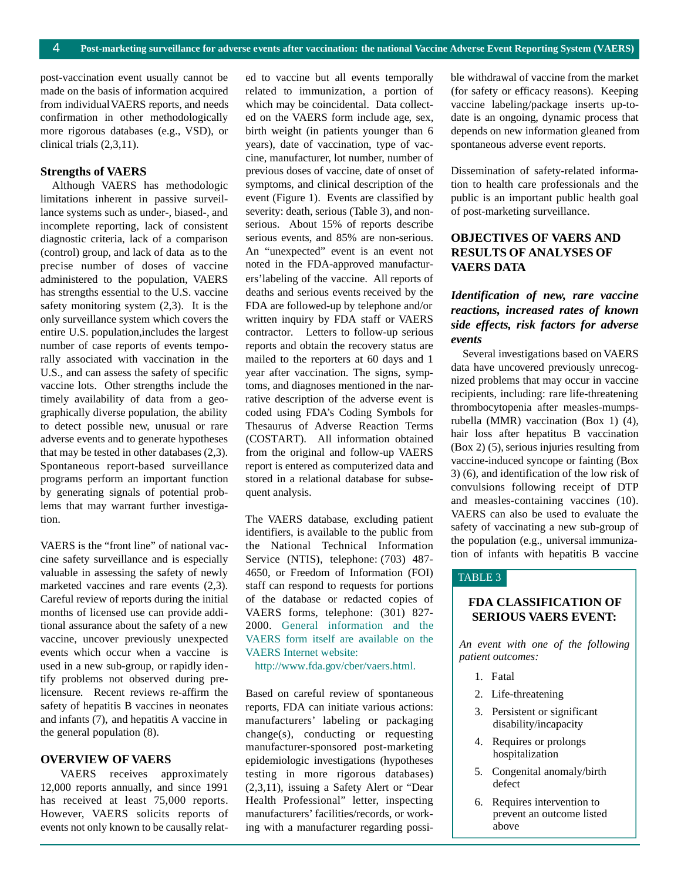post-vaccination event usually cannot be made on the basis of information acquired from individual VAERS reports, and needs confirmation in other methodologically more rigorous databases (e.g., VSD), or clinical trials (2,3,11).

### Strengths of VAERS

Although VAERS has methodologic limitations inherent in passive surveillance systems such as under-, biased-, and incomplete reporting, lack of consistent diagnostic criteria, lack of a comparison (control) group, and lack of data as to the precise number of doses of vaccine administered to the population, VAERS has strengths essential to the U.S. vaccine safety monitoring system (2,3). It is the only surveillance system which covers the entire U.S. population,includes the largest number of case reports of events temporally associated with vaccination in the U.S., and can assess the safety of specific vaccine lots. Other strengths include the timely availability of data from a geographically diverse population, the ability to detect possible new, unusual or rare adverse events and to generate hypotheses that may be tested in other databases (2,3). Spontaneous report-based surveillance programs perform an important function by generating signals of potential problems that may warrant further investigation.

VAERS is the "front line" of national vaccine safety surveillance and is especially valuable in assessing the safety of newly marketed vaccines and rare events (2,3). Careful review of reports during the initial months of licensed use can provide additional assurance about the safety of a new vaccine, uncover previously unexpected events which occur when a vaccine is used in a new sub-group, or rapidly identify problems not observed during prelicensure. Recent reviews re-affirm the safety of hepatitis B vaccines in neonates and infants (7), and hepatitis A vaccine in the general population (8).

## OVERVIEW OF VAERS

VAERS receives approximately 12,000 reports annually, and since 1991 has received at least 75,000 reports. However, VAERS solicits reports of events not only known to be causally related to vaccine but all events temporally related to immunization, a portion of which may be coincidental. Data collected on the VAERS form include age, sex, birth weight (in patients younger than 6 years), date of vaccination, type of vaccine, manufacturer, lot number, number of previous doses of vaccine, date of onset of symptoms, and clinical description of the event (Figure 1). Events are classified by severity: death, serious (Table 3), and non-serious. About 15% of reports describe serious events, and 85% are non-serious. An "unexpected" event is an event not noted in the FDA-approved manufacturers' labeling of the vaccine. All reports of deaths and serious events received by the FDA are followed-up by telephone and/or written inquiry by FDA staff or VAERS contractor. Letters to follow-up serious reports and obtain the recovery status are mailed to the reporters at 60 days and 1 year after vaccination. The signs, symptoms, and diagnoses mentioned in the narrative description of the adverse event is coded using FDA's Coding Symbols for Thesaurus of Adverse Reaction Terms (COSTART). All information obtained from the original and follow-up VAERS report is entered as computerized data and stored in a relational database for subsequent analysis.

The VAERS database, excluding patient identifiers, is available to the public from the National Technical Information Service (NTIS), telephone: (703) 487-4650, or Freedom of Information (FOI) staff can respond to requests for portions of the database or redacted copies of VAERS forms, telephone: (301) 827-2000. General information and the VAERS form itself are available on the VAERS Internet website:

http://www.fda.gov/cber/vaers.html.

Based on careful review of spontaneous reports, FDA can initiate various actions: manufacturers' labeling or packaging change(s), conducting or requesting manufacturer-sponsored post-marketing epidemiologic investigations (hypotheses testing in more rigorous databases) (2,3,11), issuing a Safety Alert or "Dear Health Professional" letter, inspecting manufacturers' facilities/records, or working with a manufacturer regarding possible withdrawal of vaccine from the market (for safety or efficacy reasons). Keeping vaccine labeling/package inserts up-to-date is an ongoing, dynamic process that depends on new information gleaned from spontaneous adverse event reports.

Dissemination of safety-related information to health care professionals and the public is an important public health goal of post-marketing surveillance.

## OBJECTIVES OF VAERS AND RESULTS OF ANALYSES OF VAERS DATA

### *Identification of new, rare vaccine reactions, increased rates of known side effects, risk factors for adverse events*

Several investigations based on VAERS data have uncovered previously unrecognized problems that may occur in vaccine recipients, including: rare life-threatening thrombocytopenia after measles-mumps-rubella (MMR) vaccination (Box 1) (4), hair loss after hepatitis B vaccination (Box 2) (5), serious injuries resulting from vaccine-induced syncope or fainting (Box 3) (6), and identification of the low risk of convulsions following receipt of DTP and measles-containing vaccines (10). VAERS can also be used to evaluate the safety of vaccinating a new sub-group of the population (e.g., universal immunization of infants with hepatitis B vaccine

**TABLE 3**

**FDA CLASSIFICATION OF SERIOUS VAERS EVENT:**

*An event with one of the following patient outcomes:*

1. Fatal
2. Life-threatening
3. Persistent or significant disability/incapacity
4. Requires or prolongs hospitalization
5. Congenital anomaly/birth defect
6. Requires intervention to prevent an outcome listed above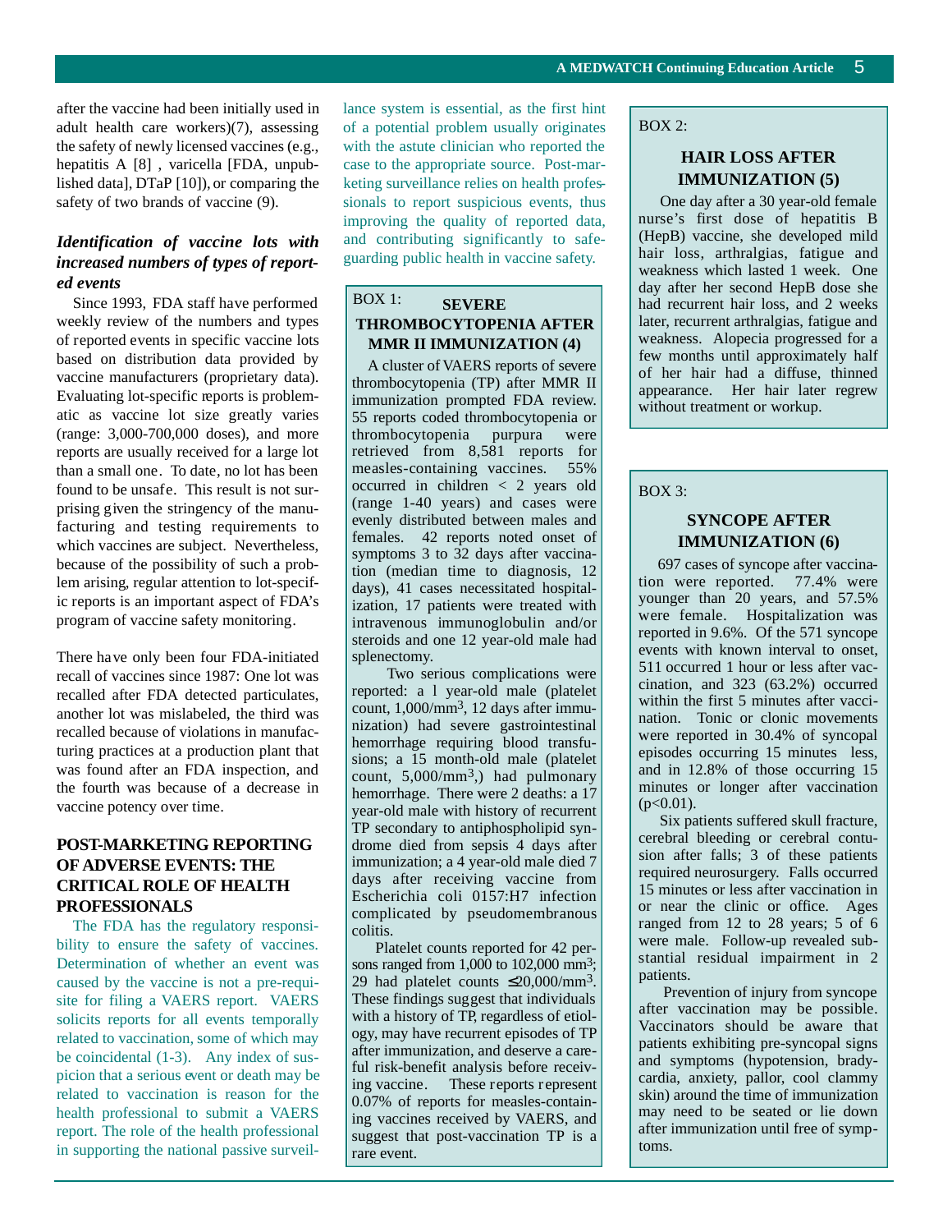after the vaccine had been initially used in adult health care workers)(7), assessing the safety of newly licensed vaccines (e.g., hepatitis A [8] , varicella [FDA, unpublished data], DTaP [10]), or comparing the safety of two brands of vaccine (9).

### *Identification of vaccine lots with increased numbers of types of reported events*

Since 1993, FDA staff have performed weekly review of the numbers and types of reported events in specific vaccine lots based on distribution data provided by vaccine manufacturers (proprietary data). Evaluating lot-specific reports is problematic as vaccine lot size greatly varies (range: 3,000-700,000 doses), and more reports are usually received for a large lot than a small one. To date, no lot has been found to be unsafe. This result is not surprising given the stringency of the manufacturing and testing requirements to which vaccines are subject. Nevertheless, because of the possibility of such a problem arising, regular attention to lot-specific reports is an important aspect of FDA's program of vaccine safety monitoring.

There have only been four FDA-initiated recall of vaccines since 1987: One lot was recalled after FDA detected particulates, another lot was mislabeled, the third was recalled because of violations in manufacturing practices at a production plant that was found after an FDA inspection, and the fourth was because of a decrease in vaccine potency over time.

## POST-MARKETING REPORTING OF ADVERSE EVENTS: THE CRITICAL ROLE OF HEALTH PROFESSIONALS

The FDA has the regulatory responsibility to ensure the safety of vaccines. Determination of whether an event was caused by the vaccine is not a pre-requisite for filing a VAERS report. VAERS solicits reports for all events temporally related to vaccination, some of which may be coincidental (1-3). Any index of suspicion that a serious event or death may be related to vaccination is reason for the health professional to submit a VAERS report. The role of the health professional in supporting the national passive surveillance system is essential, as the first hint of a potential problem usually originates with the astute clinician who reported the case to the appropriate source. Post-marketing surveillance relies on health professionals to report suspicious events, thus improving the quality of reported data, and contributing significantly to safeguarding public health in vaccine safety.

---

BOX 1:

### SEVERE THROMBOCYTOPENIA AFTER MMR II IMMUNIZATION (4)

A cluster of VAERS reports of severe thrombocytopenia (TP) after MMR II immunization prompted FDA review. 55 reports coded thrombocytopenia or thrombocytopenia purpura were retrieved from 8,581 reports for measles-containing vaccines. 55% occurred in children < 2 years old (range 1-40 years) and cases were evenly distributed between males and females. 42 reports noted onset of symptoms 3 to 32 days after vaccination (median time to diagnosis, 12 days), 41 cases necessitated hospitalization, 17 patients were treated with intravenous immunoglobulin and/or steroids and one 12 year-old male had splenectomy.

Two serious complications were reported: a 1 year-old male (platelet count, 1,000/mm$^3$, 12 days after immunization) had severe gastrointestinal hemorrhage requiring blood transfusions; a 15 month-old male (platelet count, 5,000/mm$^3$,) had pulmonary hemorrhage. There were 2 deaths: a 17 year-old male with history of recurrent TP secondary to antiphospholipid syndrome died from sepsis 4 days after immunization; a 4 year-old male died 7 days after receiving vaccine from Escherichia coli 0157:H7 infection complicated by pseudomembranous colitis.

Platelet counts reported for 42 persons ranged from 1,000 to 102,000 mm$^3$; 29 had platelet counts $\leq$20,000/mm$^3$. These findings suggest that individuals with a history of TP, regardless of etiology, may have recurrent episodes of TP after immunization, and deserve a careful risk-benefit analysis before receiving vaccine. These reports represent 0.07% of reports for measles-containing vaccines received by VAERS, and suggest that post-vaccination TP is a rare event.

---

BOX 2:

### HAIR LOSS AFTER IMMUNIZATION (5)

One day after a 30 year-old female nurse's first dose of hepatitis B (HepB) vaccine, she developed mild hair loss, arthralgias, fatigue and weakness which lasted 1 week. One day after her second HepB dose she had recurrent hair loss, and 2 weeks later, recurrent arthralgias, fatigue and weakness. Alopecia progressed for a few months until approximately half of her hair had a diffuse, thinned appearance. Her hair later regrew without treatment or workup.

---

BOX 3:

### SYNCOPE AFTER IMMUNIZATION (6)

697 cases of syncope after vaccination were reported. 77.4% were younger than 20 years, and 57.5% were female. Hospitalization was reported in 9.6%. Of the 571 syncope events with known interval to onset, 511 occurred 1 hour or less after vaccination, and 323 (63.2%) occurred within the first 5 minutes after vaccination. Tonic or clonic movements were reported in 30.4% of syncopal episodes occurring 15 minutes less, and in 12.8% of those occurring 15 minutes or longer after vaccination ($p<0.01$).

Six patients suffered skull fracture, cerebral bleeding or cerebral contusion after falls; 3 of these patients required neurosurgery. Falls occurred 15 minutes or less after vaccination in or near the clinic or office. Ages ranged from 12 to 28 years; 5 of 6 were male. Follow-up revealed substantial residual impairment in 2 patients.

Prevention of injury from syncope after vaccination may be possible. Vaccinators should be aware that patients exhibiting pre-syncopal signs and symptoms (hypotension, bradycardia, anxiety, pallor, cool clammy skin) around the time of immunization may need to be seated or lie down after immunization until free of symptoms.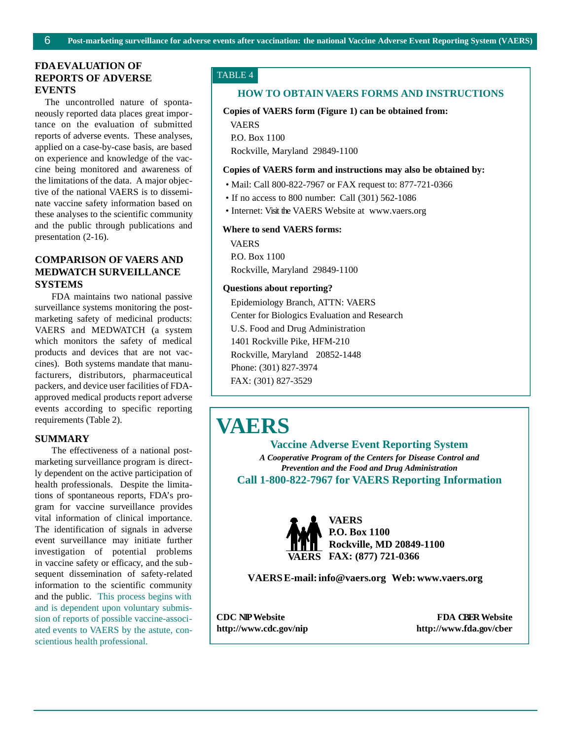## FDA EVALUATION OF REPORTS OF ADVERSE EVENTS

The uncontrolled nature of spontaneously reported data places great importance on the evaluation of submitted reports of adverse events. These analyses, applied on a case-by-case basis, are based on experience and knowledge of the vaccine being monitored and awareness of the limitations of the data. A major objective of the national VAERS is to disseminate vaccine safety information based on these analyses to the scientific community and the public through publications and presentation (2-16).

## COMPARISON OF VAERS AND MEDWATCH SURVEILLANCE SYSTEMS

FDA maintains two national passive surveillance systems monitoring the postmarketing safety of medicinal products: VAERS and MEDWATCH (a system which monitors the safety of medical products and devices that are not vaccines). Both systems mandate that manufacturers, distributors, pharmaceutical packers, and device user facilities of FDA-approved medical products report adverse events according to specific reporting requirements (Table 2).

## SUMMARY

The effectiveness of a national postmarketing surveillance program is directly dependent on the active participation of health professionals. Despite the limitations of spontaneous reports, FDA's program for vaccine surveillance provides vital information of clinical importance. The identification of signals in adverse event surveillance may initiate further investigation of potential problems in vaccine safety or efficacy, and the subsequent dissemination of safety-related information to the scientific community and the public. This process begins with and is dependent upon voluntary submission of reports of possible vaccine-associated events to VAERS by the astute, conscientious health professional.

TABLE 4

### HOW TO OBTAIN VAERS FORMS AND INSTRUCTIONS

**Copies of VAERS form (Figure 1) can be obtained from:**

VAERS
P.O. Box 1100
Rockville, Maryland 29849-1100

**Copies of VAERS form and instructions may also be obtained by:**

- Mail: Call 800-822-7967 or FAX request to: 877-721-0366
- If no access to 800 number: Call (301) 562-1086
- Internet: Visit the VAERS Website at www.vaers.org

**Where to send VAERS forms:**

VAERS
P.O. Box 1100
Rockville, Maryland 29849-1100

**Questions about reporting?**

Epidemiology Branch, ATTN: VAERS
Center for Biologics Evaluation and Research
U.S. Food and Drug Administration
1401 Rockville Pike, HFM-210
Rockville, Maryland 20852-1448
Phone: (301) 827-3974
FAX: (301) 827-3529

# VAERS

**Vaccine Adverse Event Reporting System**

***A Cooperative Program of the Centers for Disease Control and Prevention and the Food and Drug Administration***

**Call 1-800-822-7967 for VAERS Reporting Information**

**VAERS**
**P.O. Box 1100**
**Rockville, MD 20849-1100**
**FAX: (877) 721-0366**

**VAERS E-mail: info@vaers.org Web: www.vaers.org**

**CDC NIP Website**
**http://www.cdc.gov/nip**

**FDA CBER Website**
**http://www.fda.gov/cber**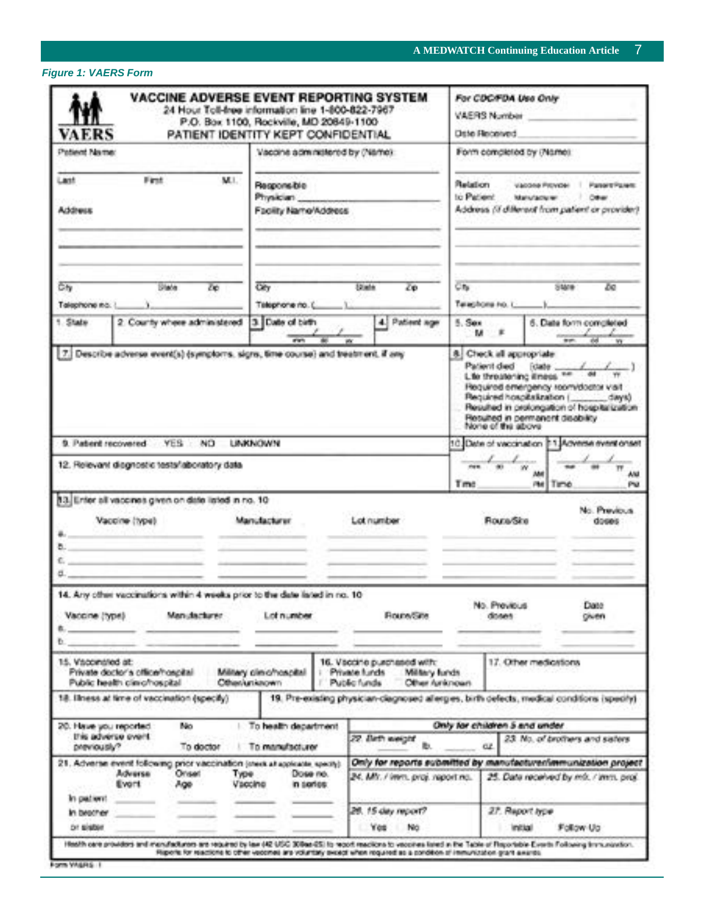*Figure 1: VAERS Form*

# VACCINE ADVERSE EVENT REPORTING SYSTEM

24 Hour Toll-free information line 1-800-822-7967
P.O. Box 1100, Rockville, MD 20849-1100
PATIENT IDENTITY KEPT CONFIDENTIAL

VAERS

**For CDC/FDA Use Only**
VAERS Number ______
Date Received ______

Patient Name:
Last First M.I.
Address
City State Zip
Telephone no. (____) ______

Vaccine administered by (Name):
Responsible Physician ______
Facility Name/Address
City State Zip
Telephone no. (____) ______

Form completed by (Name):
Relation to Patient: Vaccine Provider / Patient/Parent / Manufacturer / Other
Address (if different from patient or provider)
City State Zip
Telephone no. (____) ______

1. State
2. County where administered
3. Date of birth mm dd yy
4. Patient age
5. Sex M F
6. Date form completed mm dd yy

7. Describe adverse event(s) (symptoms, signs, time course) and treatment, if any

8. Check all appropriate:
- Patient died (date mm/dd/yy)
- Life threatening illness
- Required emergency room/doctor visit
- Required hospitalization (____ days)
- Resulted in prolongation of hospitalization
- Resulted in permanent disability
- None of the above

9. Patient recovered YES NO UNKNOWN

10. Date of vaccination mm dd yy Time ____ AM PM
11. Adverse event onset mm dd yy Time ____ AM PM

12. Relevant diagnostic tests/laboratory data

13. Enter all vaccines given on date listed in no. 10

| | Vaccine (type) | Manufacturer | Lot number | Route/Site | No. Previous doses |
|---|---|---|---|---|---|
| a. | | | | | |
| b. | | | | | |
| c. | | | | | |
| d. | | | | | |

14. Any other vaccinations within 4 weeks prior to the date listed in no. 10

| | Vaccine (type) | Manufacturer | Lot number | Route/Site | No. Previous doses | Date given |
|---|---|---|---|---|---|---|
| a. | | | | | | |
| b. | | | | | | |

15. Vaccinated at: Private doctor's office/hospital; Military clinic/hospital; Public health clinic/hospital; Other/unknown

16. Vaccine purchased with: Private funds; Military funds; Public funds; Other/unknown

17. Other medications

18. Illness at time of vaccination (specify)

19. Pre-existing physician-diagnosed allergies, birth defects, medical conditions (specify)

20. Have you reported this adverse event previously? No; To health department; To doctor; To manufacturer

21. Adverse event following prior vaccination (check all applicable, specify)

| | Adverse Event | Onset Age | Type Vaccine | Dose no. in series |
|---|---|---|---|---|
| In patient | | | | |
| In brother or sister | | | | |

**Only for children 5 and under**
22. Birth weight ____ lb. ____ oz.
23. No. of brothers and sisters

**Only for reports submitted by manufacturer/immunization project**
24. Mfr. / imm. proj. report no.
25. Date received by mfr. / imm. proj.
26. 15 day report? Yes No
27. Report type: Initial Follow-Up

Health care providers and manufacturers are required by law (42 USC 300aa-25) to report reactions to vaccines listed in the Table of Reportable Events Following Immunization. Reports for reactions to other vaccines are voluntary except when required as a condition of immunization grant awards.

Form VAERS-1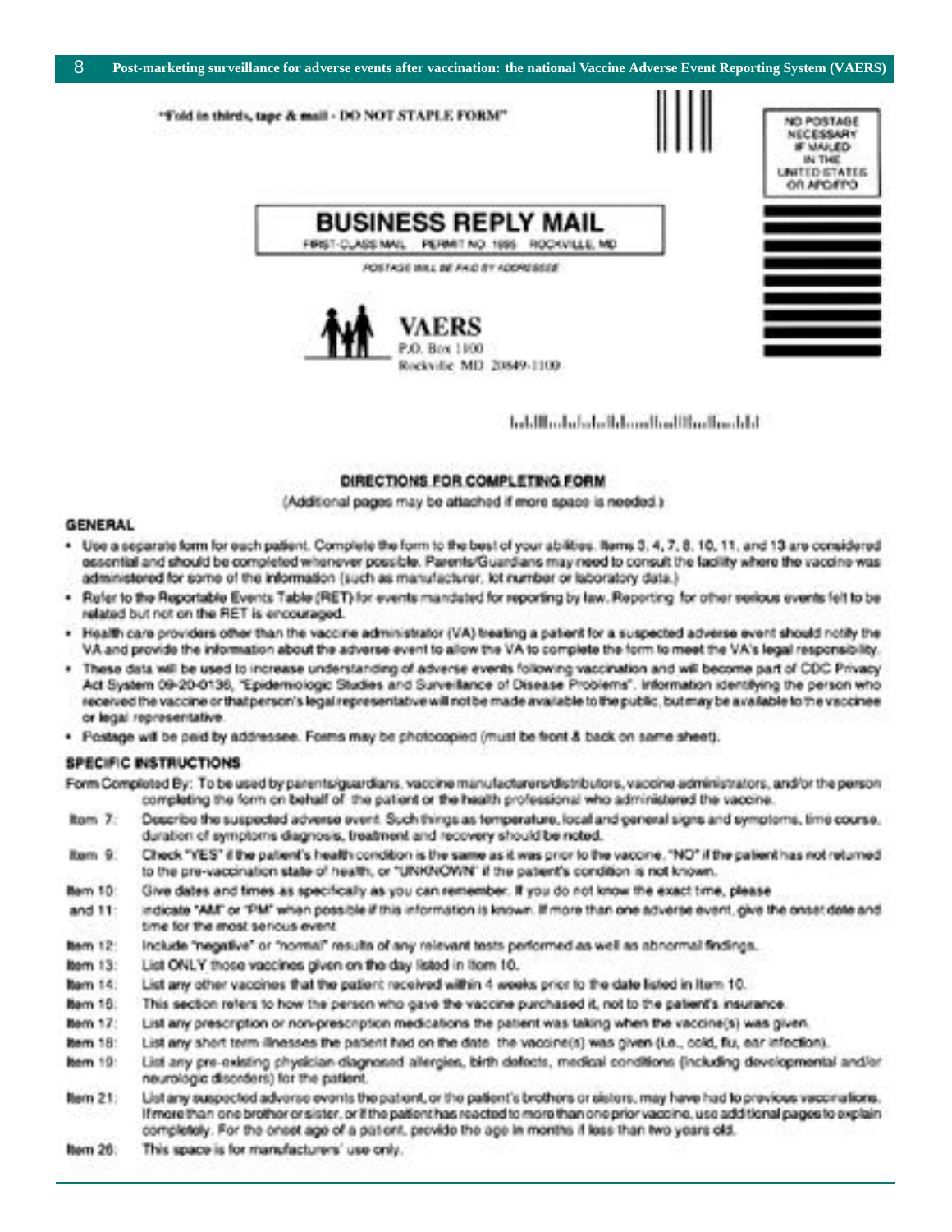"Fold in thirds, tape & mail - DO NOT STAPLE FORM"

NO POSTAGE NECESSARY IF MAILED IN THE UNITED STATES OR APO/FPO

**BUSINESS REPLY MAIL**

FIRST-CLASS MAIL PERMIT NO. 1895 ROCKVILLE, MD

POSTAGE WILL BE PAID BY ADDRESSEE

**VAERS**
P.O. Box 1100
Rockville MD 20849-1100

## DIRECTIONS FOR COMPLETING FORM

(Additional pages may be attached if more space is needed.)

### GENERAL

- Use a separate form for each patient. Complete the form to the best of your abilities. Items 3, 4, 7, 8, 10, 11, and 13 are considered essential and should be completed whenever possible. Parents/Guardians may need to consult the facility where the vaccine was administered for some of the information (such as manufacturer, lot number or laboratory data.)
- Refer to the Reportable Events Table (RET) for events mandated for reporting by law. Reporting for other serious events felt to be related but not on the RET is encouraged.
- Health care providers other than the vaccine administrator (VA) treating a patient for a suspected adverse event should notify the VA and provide the information about the adverse event to allow the VA to complete the form to meet the VA's legal responsibility.
- These data will be used to increase understanding of adverse events following vaccination and will become part of CDC Privacy Act System 09-20-0136, "Epidemiologic Studies and Surveillance of Disease Problems". Information identifying the person who received the vaccine or that person's legal representative will not be made available to the public, but may be available to the vaccinee or legal representative.
- Postage will be paid by addressee. Forms may be photocopied (must be front & back on same sheet).

### SPECIFIC INSTRUCTIONS

Form Completed By: To be used by parents/guardians, vaccine manufacturers/distributors, vaccine administrators, and/or the person completing the form on behalf of the patient or the health professional who administered the vaccine.

Item 7: Describe the suspected adverse event. Such things as temperature, local and general signs and symptoms, time course, duration of symptoms diagnosis, treatment and recovery should be noted.

Item 9: Check "YES" if the patient's health condition is the same as it was prior to the vaccine, "NO" if the patient has not returned to the pre-vaccination state of health, or "UNKNOWN" if the patient's condition is not known.

Item 10 and 11: Give dates and times as specifically as you can remember. If you do not know the exact time, please indicate "AM" or "PM" when possible if this information is known. If more than one adverse event, give the onset date and time for the most serious event.

Item 12: Include "negative" or "normal" results of any relevant tests performed as well as abnormal findings.

Item 13: List ONLY those vaccines given on the day listed in Item 10.

Item 14: List any other vaccines that the patient received within 4 weeks prior to the date listed in Item 10.

Item 16: This section refers to how the person who gave the vaccine purchased it, not to the patient's insurance.

Item 17: List any prescription or non-prescription medications the patient was taking when the vaccine(s) was given.

Item 18: List any short term illnesses the patient had on the date the vaccine(s) was given (i.e., cold, flu, ear infection).

Item 19: List any pre-existing physician-diagnosed allergies, birth defects, medical conditions (including developmental and/or neurologic disorders) for the patient.

Item 21: List any suspected adverse events the patient, or the patient's brothers or sisters, may have had to previous vaccinations. If more than one brother or sister, or if the patient has reacted to more than one prior vaccine, use additional pages to explain completely. For the onset age of a patient, provide the age in months if less than two years old.

Item 26: This space is for manufacturers' use only.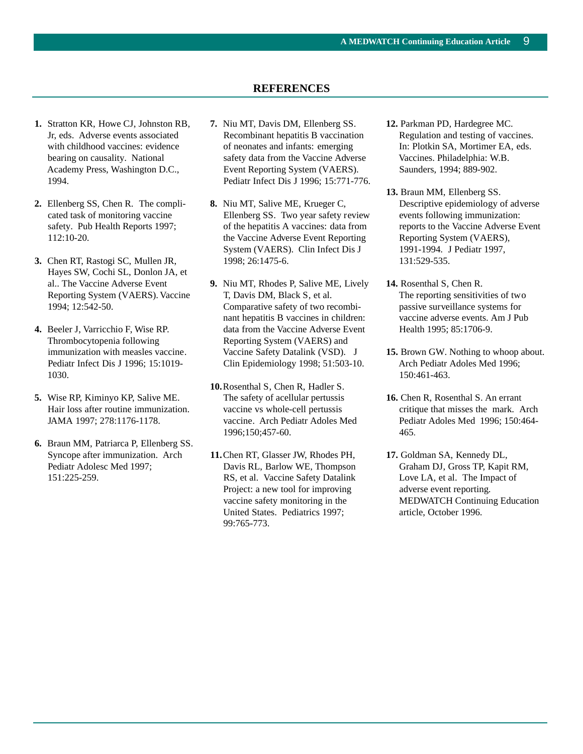## REFERENCES

1. Stratton KR, Howe CJ, Johnston RB, Jr, eds. Adverse events associated with childhood vaccines: evidence bearing on causality. National Academy Press, Washington D.C., 1994.

2. Ellenberg SS, Chen R. The complicated task of monitoring vaccine safety. Pub Health Reports 1997; 112:10-20.

3. Chen RT, Rastogi SC, Mullen JR, Hayes SW, Cochi SL, Donlon JA, et al.. The Vaccine Adverse Event Reporting System (VAERS). Vaccine 1994; 12:542-50.

4. Beeler J, Varricchio F, Wise RP. Thrombocytopenia following immunization with measles vaccine. Pediatr Infect Dis J 1996; 15:1019-1030.

5. Wise RP, Kiminyo KP, Salive ME. Hair loss after routine immunization. JAMA 1997; 278:1176-1178.

6. Braun MM, Patriarca P, Ellenberg SS. Syncope after immunization. Arch Pediatr Adolesc Med 1997; 151:225-259.

7. Niu MT, Davis DM, Ellenberg SS. Recombinant hepatitis B vaccination of neonates and infants: emerging safety data from the Vaccine Adverse Event Reporting System (VAERS). Pediatr Infect Dis J 1996; 15:771-776.

8. Niu MT, Salive ME, Krueger C, Ellenberg SS. Two year safety review of the hepatitis A vaccines: data from the Vaccine Adverse Event Reporting System (VAERS). Clin Infect Dis J 1998; 26:1475-6.

9. Niu MT, Rhodes P, Salive ME, Lively T, Davis DM, Black S, et al. Comparative safety of two recombinant hepatitis B vaccines in children: data from the Vaccine Adverse Event Reporting System (VAERS) and Vaccine Safety Datalink (VSD). J Clin Epidemiology 1998; 51:503-10.

10. Rosenthal S, Chen R, Hadler S. The safety of acellular pertussis vaccine vs whole-cell pertussis vaccine. Arch Pediatr Adoles Med 1996;150;457-60.

11. Chen RT, Glasser JW, Rhodes PH, Davis RL, Barlow WE, Thompson RS, et al. Vaccine Safety Datalink Project: a new tool for improving vaccine safety monitoring in the United States. Pediatrics 1997; 99:765-773.

12. Parkman PD, Hardegree MC. Regulation and testing of vaccines. In: Plotkin SA, Mortimer EA, eds. Vaccines. Philadelphia: W.B. Saunders, 1994; 889-902.

13. Braun MM, Ellenberg SS. Descriptive epidemiology of adverse events following immunization: reports to the Vaccine Adverse Event Reporting System (VAERS), 1991-1994. J Pediatr 1997, 131:529-535.

14. Rosenthal S, Chen R. The reporting sensitivities of two passive surveillance systems for vaccine adverse events. Am J Pub Health 1995; 85:1706-9.

15. Brown GW. Nothing to whoop about. Arch Pediatr Adoles Med 1996; 150:461-463.

16. Chen R, Rosenthal S. An errant critique that misses the mark. Arch Pediatr Adoles Med 1996; 150:464-465.

17. Goldman SA, Kennedy DL, Graham DJ, Gross TP, Kapit RM, Love LA, et al. The Impact of adverse event reporting. MEDWATCH Continuing Education article, October 1996.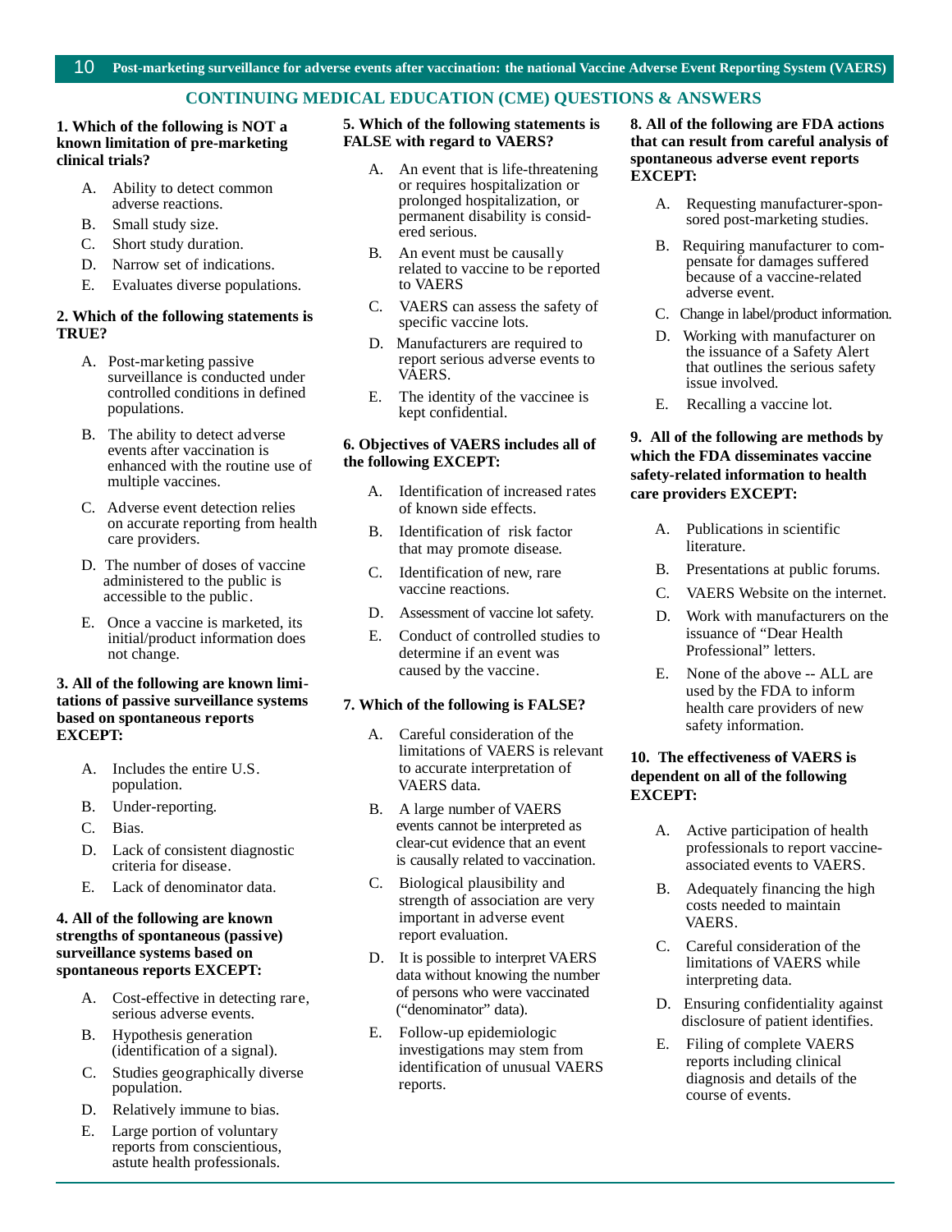## CONTINUING MEDICAL EDUCATION (CME) QUESTIONS & ANSWERS

**1. Which of the following is NOT a known limitation of pre-marketing clinical trials?**

A. Ability to detect common adverse reactions.
B. Small study size.
C. Short study duration.
D. Narrow set of indications.
E. Evaluates diverse populations.

**2. Which of the following statements is TRUE?**

A. Post-marketing passive surveillance is conducted under controlled conditions in defined populations.
B. The ability to detect adverse events after vaccination is enhanced with the routine use of multiple vaccines.
C. Adverse event detection relies on accurate reporting from health care providers.
D. The number of doses of vaccine administered to the public is accessible to the public.
E. Once a vaccine is marketed, its initial/product information does not change.

**3. All of the following are known limitations of passive surveillance systems based on spontaneous reports EXCEPT:**

A. Includes the entire U.S. population.
B. Under-reporting.
C. Bias.
D. Lack of consistent diagnostic criteria for disease.
E. Lack of denominator data.

**4. All of the following are known strengths of spontaneous (passive) surveillance systems based on spontaneous reports EXCEPT:**

A. Cost-effective in detecting rare, serious adverse events.
B. Hypothesis generation (identification of a signal).
C. Studies geographically diverse population.
D. Relatively immune to bias.
E. Large portion of voluntary reports from conscientious, astute health professionals.

**5. Which of the following statements is FALSE with regard to VAERS?**

A. An event that is life-threatening or requires hospitalization or prolonged hospitalization, or permanent disability is considered serious.
B. An event must be causally related to vaccine to be reported to VAERS
C. VAERS can assess the safety of specific vaccine lots.
D. Manufacturers are required to report serious adverse events to VAERS.
E. The identity of the vaccinee is kept confidential.

**6. Objectives of VAERS includes all of the following EXCEPT:**

A. Identification of increased rates of known side effects.
B. Identification of risk factor that may promote disease.
C. Identification of new, rare vaccine reactions.
D. Assessment of vaccine lot safety.
E. Conduct of controlled studies to determine if an event was caused by the vaccine.

**7. Which of the following is FALSE?**

A. Careful consideration of the limitations of VAERS is relevant to accurate interpretation of VAERS data.
B. A large number of VAERS events cannot be interpreted as clear-cut evidence that an event is causally related to vaccination.
C. Biological plausibility and strength of association are very important in adverse event report evaluation.
D. It is possible to interpret VAERS data without knowing the number of persons who were vaccinated ("denominator" data).
E. Follow-up epidemiologic investigations may stem from identification of unusual VAERS reports.

**8. All of the following are FDA actions that can result from careful analysis of spontaneous adverse event reports EXCEPT:**

A. Requesting manufacturer-sponsored post-marketing studies.
B. Requiring manufacturer to compensate for damages suffered because of a vaccine-related adverse event.
C. Change in label/product information.
D. Working with manufacturer on the issuance of a Safety Alert that outlines the serious safety issue involved.
E. Recalling a vaccine lot.

**9. All of the following are methods by which the FDA disseminates vaccine safety-related information to health care providers EXCEPT:**

A. Publications in scientific literature.
B. Presentations at public forums.
C. VAERS Website on the internet.
D. Work with manufacturers on the issuance of "Dear Health Professional" letters.
E. None of the above -- ALL are used by the FDA to inform health care providers of new safety information.

**10. The effectiveness of VAERS is dependent on all of the following EXCEPT:**

A. Active participation of health professionals to report vaccine-associated events to VAERS.
B. Adequately financing the high costs needed to maintain VAERS.
C. Careful consideration of the limitations of VAERS while interpreting data.
D. Ensuring confidentiality against disclosure of patient identifies.
E. Filing of complete VAERS reports including clinical diagnosis and details of the course of events.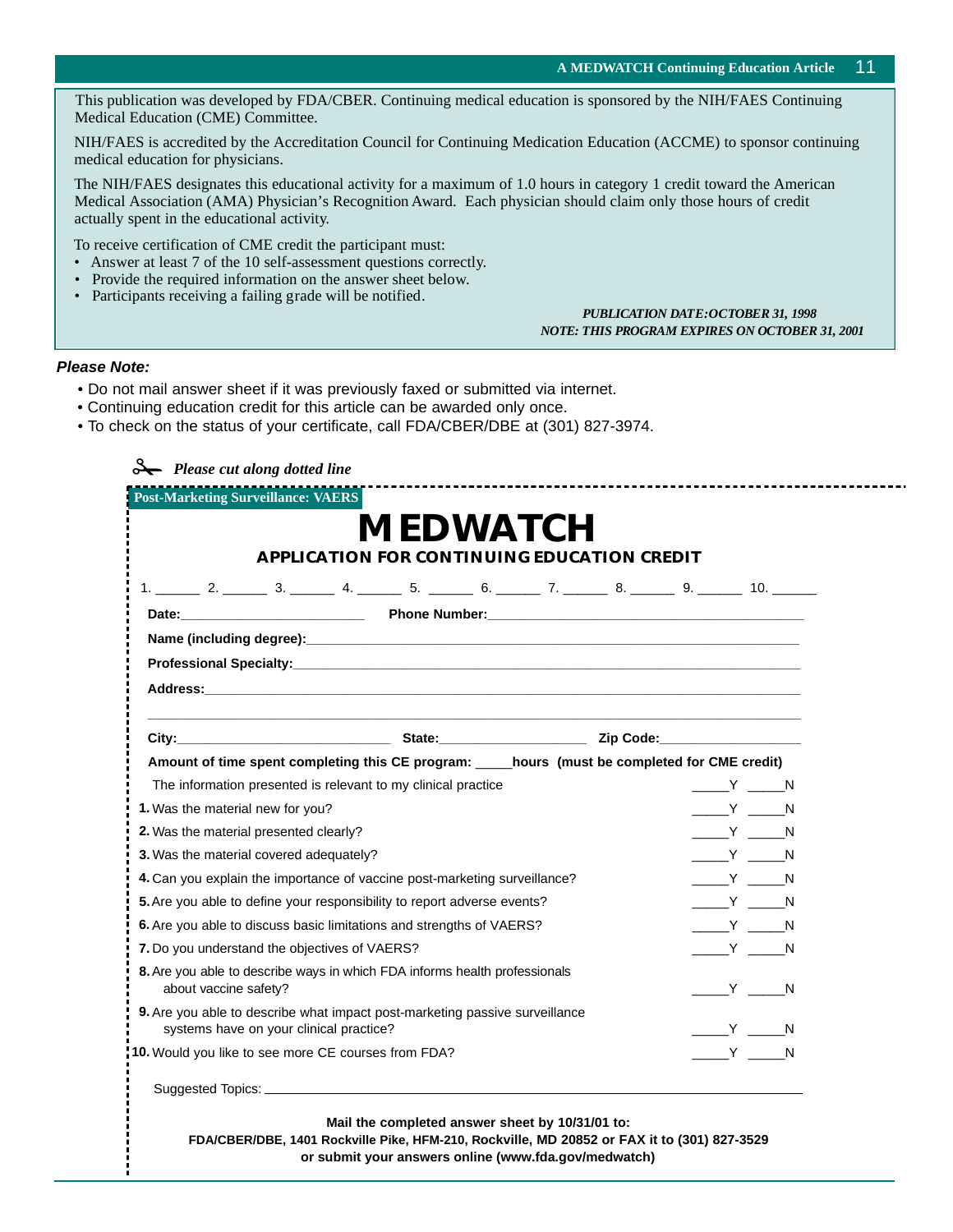This publication was developed by FDA/CBER. Continuing medical education is sponsored by the NIH/FAES Continuing Medical Education (CME) Committee.

NIH/FAES is accredited by the Accreditation Council for Continuing Medication Education (ACCME) to sponsor continuing medical education for physicians.

The NIH/FAES designates this educational activity for a maximum of 1.0 hours in category 1 credit toward the American Medical Association (AMA) Physician's Recognition Award. Each physician should claim only those hours of credit actually spent in the educational activity.

To receive certification of CME credit the participant must:

- Answer at least 7 of the 10 self-assessment questions correctly.
- Provide the required information on the answer sheet below.
- Participants receiving a failing grade will be notified.

***PUBLICATION DATE:OCTOBER 31, 1998***
***NOTE: THIS PROGRAM EXPIRES ON OCTOBER 31, 2001***

***Please Note:***

- Do not mail answer sheet if it was previously faxed or submitted via internet.
- Continuing education credit for this article can be awarded only once.
- To check on the status of your certificate, call FDA/CBER/DBE at (301) 827-3974.

*Please cut along dotted line*

**Post-Marketing Surveillance: VAERS**

# MEDWATCH

## APPLICATION FOR CONTINUING EDUCATION CREDIT

1. ______ 2. ______ 3. ______ 4. ______ 5. ______ 6. ______ 7. ______ 8. ______ 9. ______ 10. ______

**Date:**________________________ **Phone Number:**________________________________________

**Name (including degree):**______________________________________________________________

**Professional Specialty:**_______________________________________________________________

**Address:**______________________________________________________________________

______________________________________________________________________________

**City:**__________________________ **State:**__________________ **Zip Code:**_________________

**Amount of time spent completing this CE program: _____hours (must be completed for CME credit)**

The information presented is relevant to my clinical practice _____Y _____N

**1.** Was the material new for you? _____Y _____N

**2.** Was the material presented clearly? _____Y _____N

**3.** Was the material covered adequately? _____Y _____N

**4.** Can you explain the importance of vaccine post-marketing surveillance? _____Y _____N

**5.** Are you able to define your responsibility to report adverse events? _____Y _____N

**6.** Are you able to discuss basic limitations and strengths of VAERS? _____Y _____N

**7.** Do you understand the objectives of VAERS? _____Y _____N

**8.** Are you able to describe ways in which FDA informs health professionals about vaccine safety? _____Y _____N

**9.** Are you able to describe what impact post-marketing passive surveillance systems have on your clinical practice? _____Y _____N

**10.** Would you like to see more CE courses from FDA? _____Y _____N

Suggested Topics: ______________________________________________________________________

**Mail the completed answer sheet by 10/31/01 to:**
**FDA/CBER/DBE, 1401 Rockville Pike, HFM-210, Rockville, MD 20852 or FAX it to (301) 827-3529**
**or submit your answers online (www.fda.gov/medwatch)**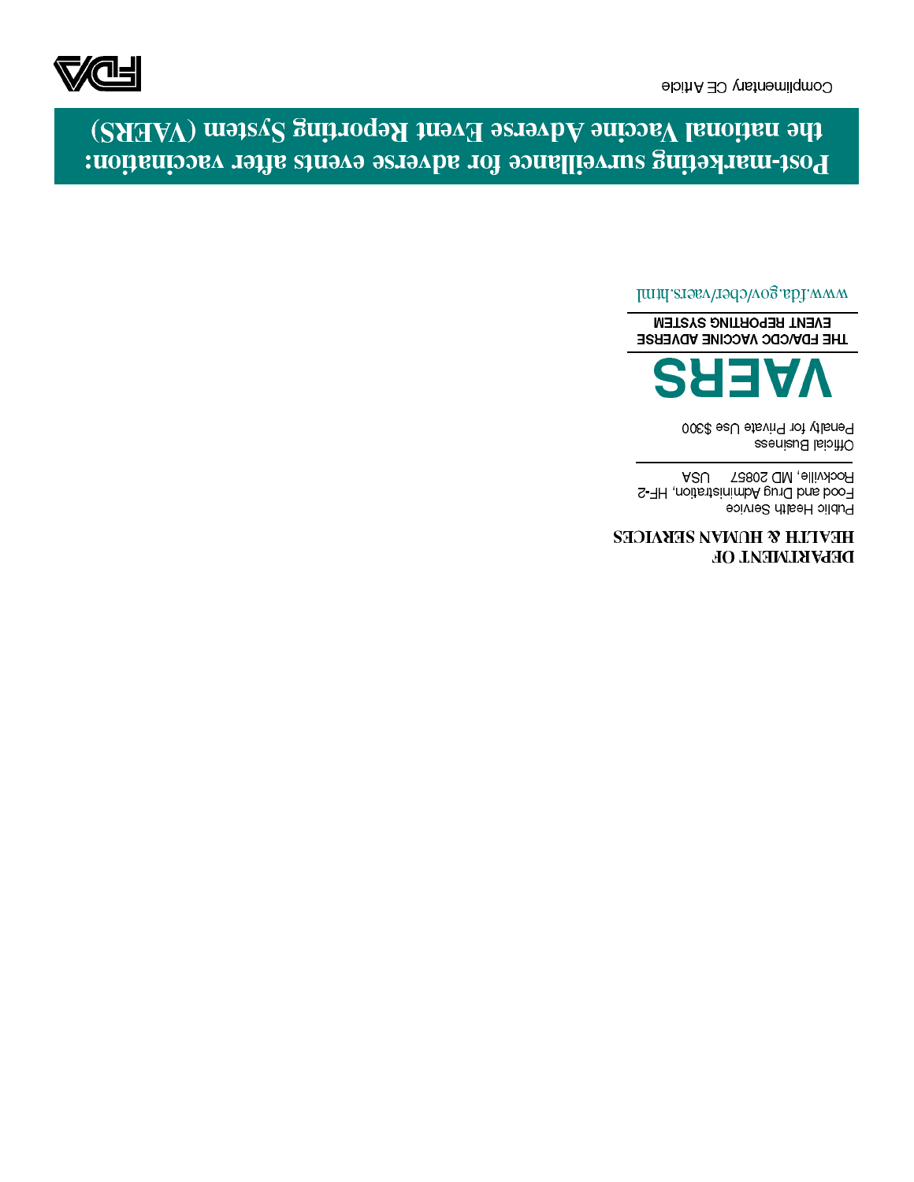DEPARTMENT OF
HEALTH & HUMAN SERVICES

Public Health Service
Food and Drug Administration, HF-2
Rockville, MD 20857 USA

Official Business
Penalty for Private Use $300

**VAERS**

**THE FDA/CDC VACCINE ADVERSE EVENT REPORTING SYSTEM**

www.fda.gov/cber/vaers.html

# Post-marketing surveillance for adverse events after vaccination: the national Vaccine Adverse Event Reporting System (VAERS)

Complimentary CE Article